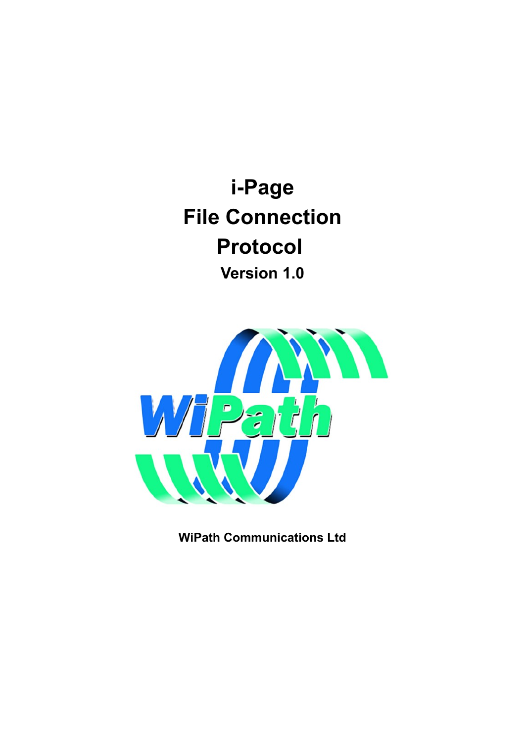# i-Page
# File Connection
# Protocol
## Version 1.0

WiPath

**WiPath Communications Ltd**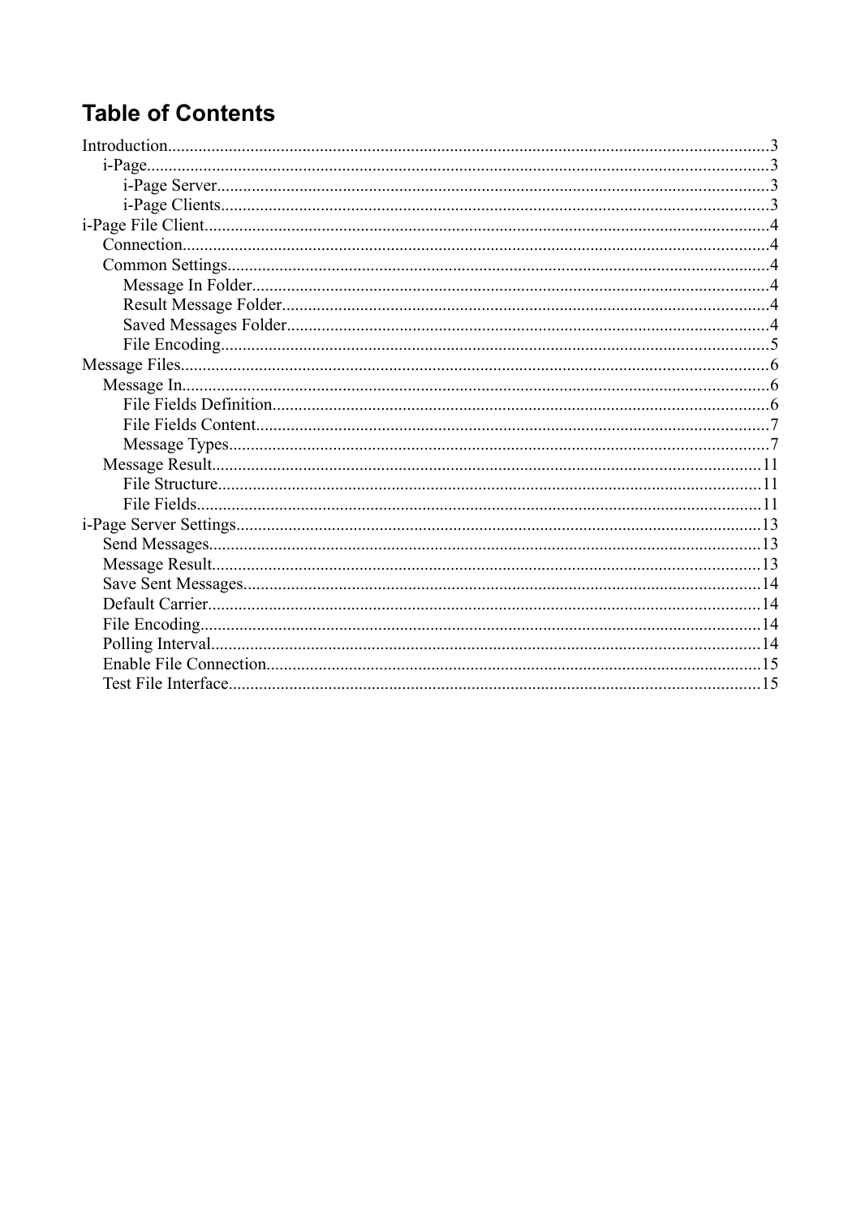# Table of Contents

- Introduction....3
  - i-Page....3
    - i-Page Server....3
    - i-Page Clients....3
- i-Page File Client....4
  - Connection....4
  - Common Settings....4
    - Message In Folder....4
    - Result Message Folder....4
    - Saved Messages Folder....4
    - File Encoding....5
- Message Files....6
  - Message In....6
    - File Fields Definition....6
    - File Fields Content....7
    - Message Types....7
  - Message Result....11
    - File Structure....11
    - File Fields....11
- i-Page Server Settings....13
  - Send Messages....13
  - Message Result....13
  - Save Sent Messages....14
  - Default Carrier....14
  - File Encoding....14
  - Polling Interval....14
  - Enable File Connection....15
  - Test File Interface....15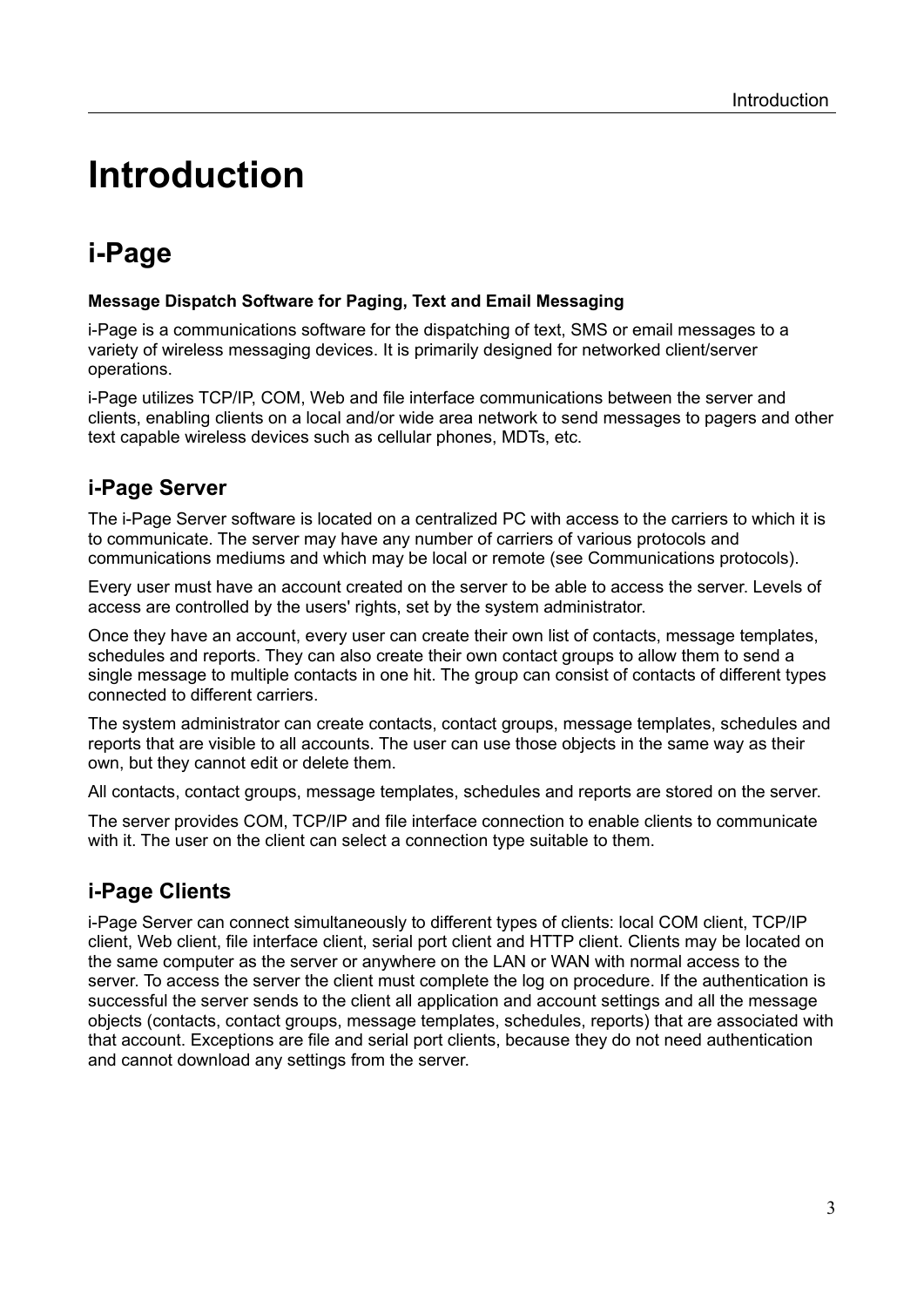# Introduction

## i-Page

**Message Dispatch Software for Paging, Text and Email Messaging**

i-Page is a communications software for the dispatching of text, SMS or email messages to a variety of wireless messaging devices. It is primarily designed for networked client/server operations.

i-Page utilizes TCP/IP, COM, Web and file interface communications between the server and clients, enabling clients on a local and/or wide area network to send messages to pagers and other text capable wireless devices such as cellular phones, MDTs, etc.

### i-Page Server

The i-Page Server software is located on a centralized PC with access to the carriers to which it is to communicate. The server may have any number of carriers of various protocols and communications mediums and which may be local or remote (see Communications protocols).

Every user must have an account created on the server to be able to access the server. Levels of access are controlled by the users' rights, set by the system administrator.

Once they have an account, every user can create their own list of contacts, message templates, schedules and reports. They can also create their own contact groups to allow them to send a single message to multiple contacts in one hit. The group can consist of contacts of different types connected to different carriers.

The system administrator can create contacts, contact groups, message templates, schedules and reports that are visible to all accounts. The user can use those objects in the same way as their own, but they cannot edit or delete them.

All contacts, contact groups, message templates, schedules and reports are stored on the server.

The server provides COM, TCP/IP and file interface connection to enable clients to communicate with it. The user on the client can select a connection type suitable to them.

### i-Page Clients

i-Page Server can connect simultaneously to different types of clients: local COM client, TCP/IP client, Web client, file interface client, serial port client and HTTP client. Clients may be located on the same computer as the server or anywhere on the LAN or WAN with normal access to the server. To access the server the client must complete the log on procedure. If the authentication is successful the server sends to the client all application and account settings and all the message objects (contacts, contact groups, message templates, schedules, reports) that are associated with that account. Exceptions are file and serial port clients, because they do not need authentication and cannot download any settings from the server.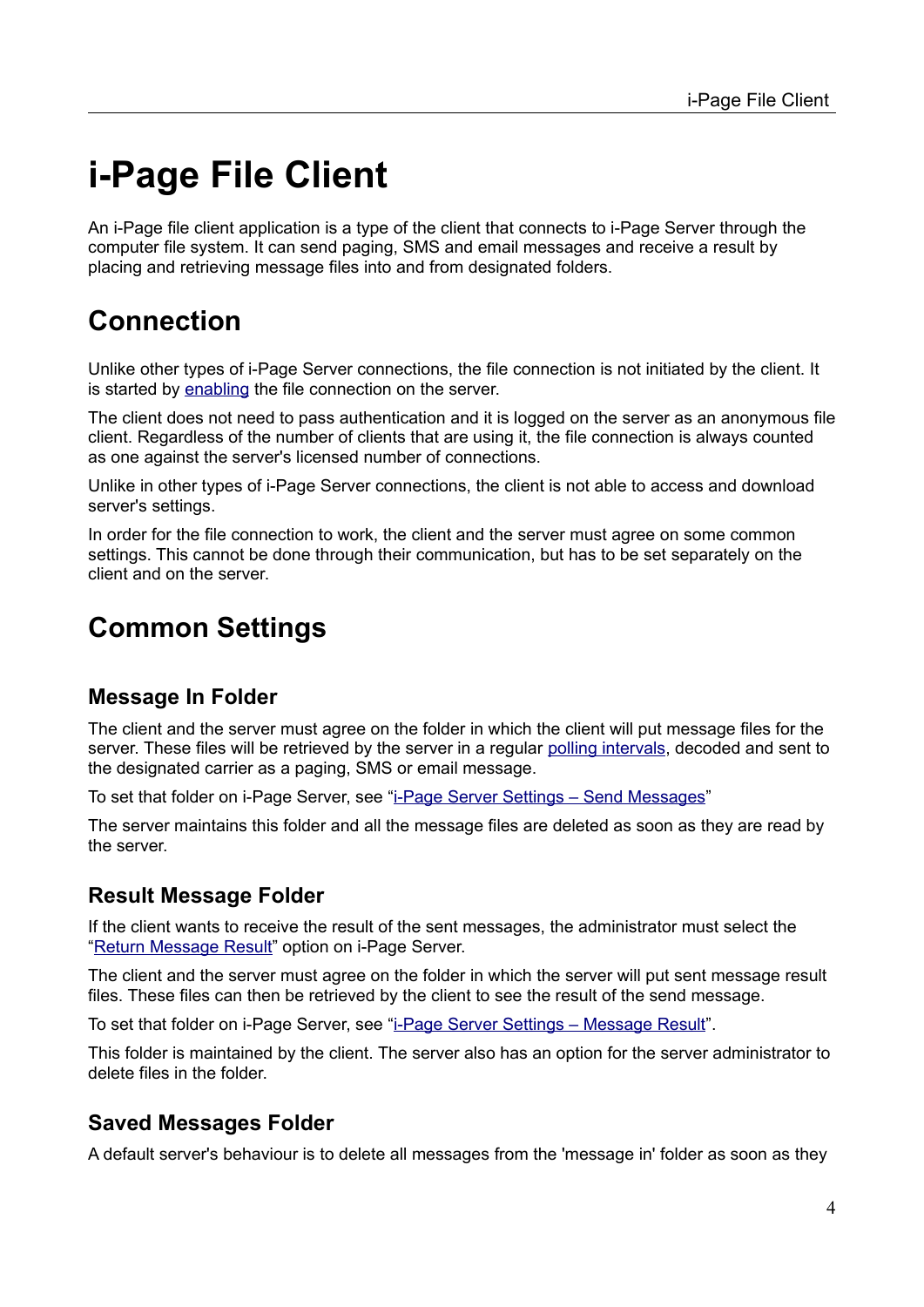# i-Page File Client

An i-Page file client application is a type of the client that connects to i-Page Server through the computer file system. It can send paging, SMS and email messages and receive a result by placing and retrieving message files into and from designated folders.

## Connection

Unlike other types of i-Page Server connections, the file connection is not initiated by the client. It is started by enabling the file connection on the server.

The client does not need to pass authentication and it is logged on the server as an anonymous file client. Regardless of the number of clients that are using it, the file connection is always counted as one against the server's licensed number of connections.

Unlike in other types of i-Page Server connections, the client is not able to access and download server's settings.

In order for the file connection to work, the client and the server must agree on some common settings. This cannot be done through their communication, but has to be set separately on the client and on the server.

## Common Settings

### Message In Folder

The client and the server must agree on the folder in which the client will put message files for the server. These files will be retrieved by the server in a regular polling intervals, decoded and sent to the designated carrier as a paging, SMS or email message.

To set that folder on i-Page Server, see "i-Page Server Settings – Send Messages"

The server maintains this folder and all the message files are deleted as soon as they are read by the server.

### Result Message Folder

If the client wants to receive the result of the sent messages, the administrator must select the "Return Message Result" option on i-Page Server.

The client and the server must agree on the folder in which the server will put sent message result files. These files can then be retrieved by the client to see the result of the send message.

To set that folder on i-Page Server, see "i-Page Server Settings – Message Result".

This folder is maintained by the client. The server also has an option for the server administrator to delete files in the folder.

### Saved Messages Folder

A default server's behaviour is to delete all messages from the 'message in' folder as soon as they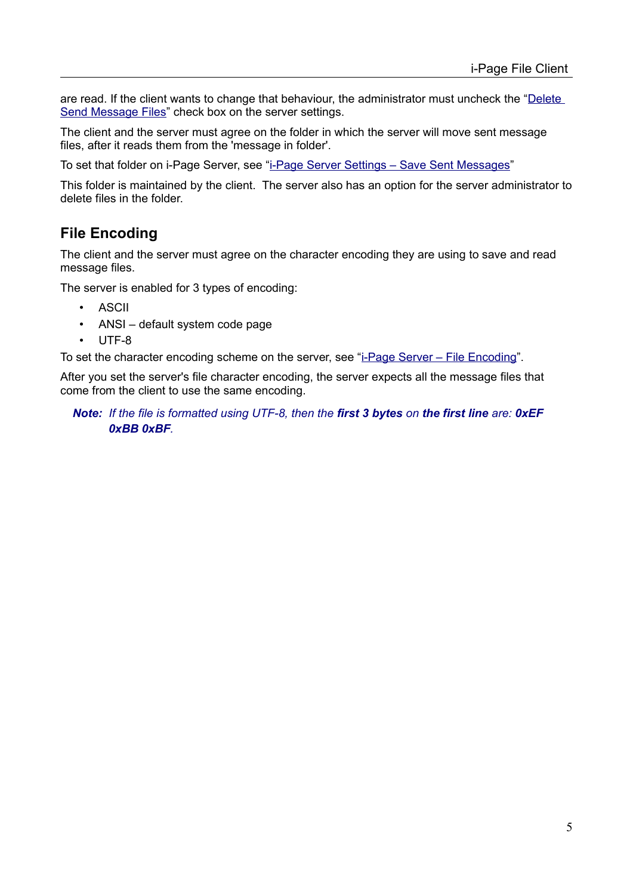are read. If the client wants to change that behaviour, the administrator must uncheck the "Delete Send Message Files" check box on the server settings.

The client and the server must agree on the folder in which the server will move sent message files, after it reads them from the 'message in folder'.

To set that folder on i-Page Server, see "i-Page Server Settings – Save Sent Messages"

This folder is maintained by the client. The server also has an option for the server administrator to delete files in the folder.

## File Encoding

The client and the server must agree on the character encoding they are using to save and read message files.

The server is enabled for 3 types of encoding:

- ASCII
- ANSI – default system code page
- UTF-8

To set the character encoding scheme on the server, see "i-Page Server – File Encoding".

After you set the server's file character encoding, the server expects all the message files that come from the client to use the same encoding.

> ***Note:*** *If the file is formatted using UTF-8, then the **first 3 bytes** on **the first line** are: **0xEF 0xBB 0xBF**.*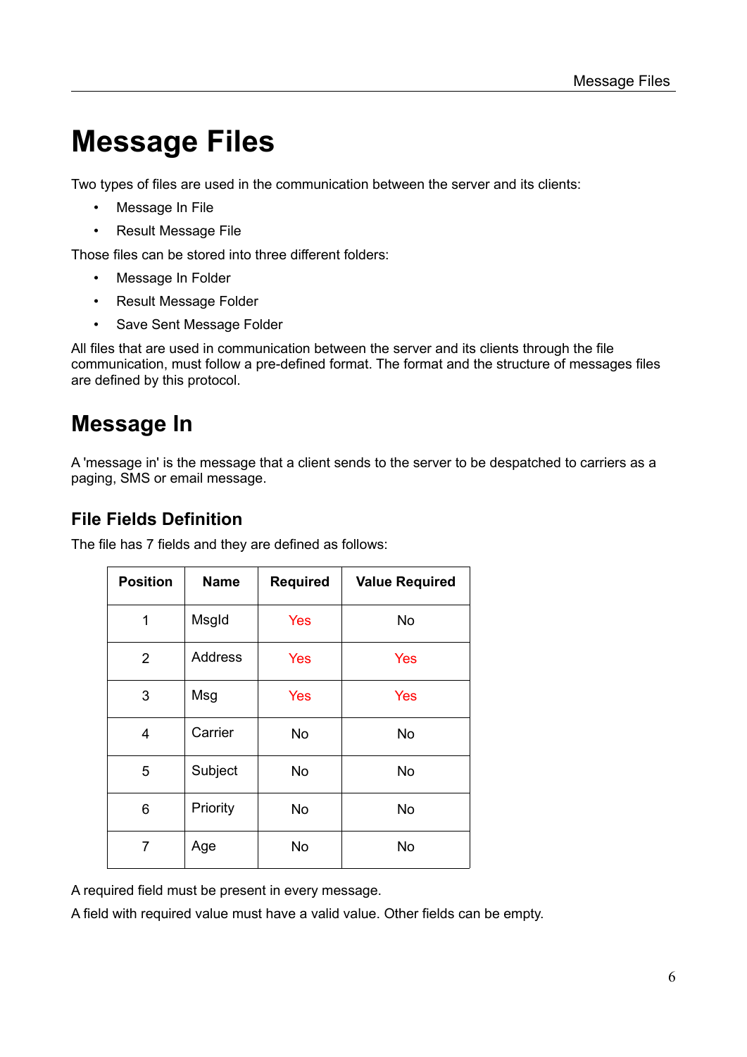# Message Files

Two types of files are used in the communication between the server and its clients:

- Message In File
- Result Message File

Those files can be stored into three different folders:

- Message In Folder
- Result Message Folder
- Save Sent Message Folder

All files that are used in communication between the server and its clients through the file communication, must follow a pre-defined format. The format and the structure of messages files are defined by this protocol.

## Message In

A 'message in' is the message that a client sends to the server to be despatched to carriers as a paging, SMS or email message.

### File Fields Definition

The file has 7 fields and they are defined as follows:

| Position | Name | Required | Value Required |
|---|---|---|---|
| 1 | MsgId | Yes | No |
| 2 | Address | Yes | Yes |
| 3 | Msg | Yes | Yes |
| 4 | Carrier | No | No |
| 5 | Subject | No | No |
| 6 | Priority | No | No |
| 7 | Age | No | No |

A required field must be present in every message.

A field with required value must have a valid value. Other fields can be empty.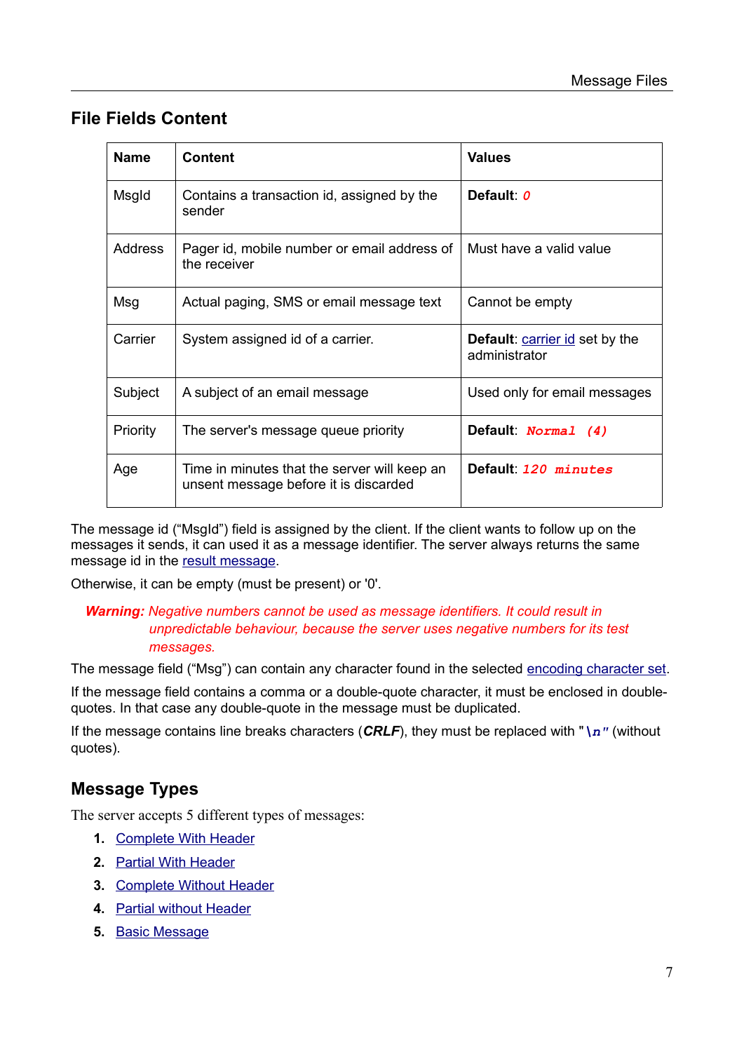## File Fields Content

| Name | Content | Values |
|---|---|---|
| MsgId | Contains a transaction id, assigned by the sender | **Default**: *0* |
| Address | Pager id, mobile number or email address of the receiver | Must have a valid value |
| Msg | Actual paging, SMS or email message text | Cannot be empty |
| Carrier | System assigned id of a carrier. | **Default**: carrier id set by the administrator |
| Subject | A subject of an email message | Used only for email messages |
| Priority | The server's message queue priority | **Default**: ***Normal (4)*** |
| Age | Time in minutes that the server will keep an unsent message before it is discarded | **Default**: ***120 minutes*** |

The message id ("MsgId") field is assigned by the client. If the client wants to follow up on the messages it sends, it can used it as a message identifier. The server always returns the same message id in the result message.

Otherwise, it can be empty (must be present) or '0'.

> ***Warning:*** *Negative numbers cannot be used as message identifiers. It could result in unpredictable behaviour, because the server uses negative numbers for its test messages.*

The message field ("Msg") can contain any character found in the selected encoding character set.

If the message field contains a comma or a double-quote character, it must be enclosed in double-quotes. In that case any double-quote in the message must be duplicated.

If the message contains line breaks characters (***CRLF***), they must be replaced with "***\n***" (without quotes).

## Message Types

The server accepts 5 different types of messages:

1. Complete With Header
2. Partial With Header
3. Complete Without Header
4. Partial without Header
5. Basic Message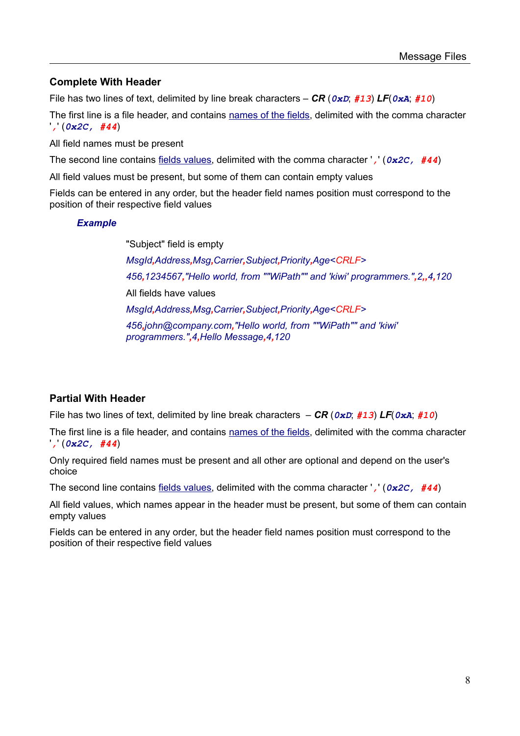## Complete With Header

File has two lines of text, delimited by line break characters – ***CR*** (*0xD*; *#13*) ***LF***(*0xA*; *#10*)

The first line is a file header, and contains names of the fields, delimited with the comma character ',' (*0x2C, #44*)

All field names must be present

The second line contains fields values, delimited with the comma character ',' (*0x2C, #44*)

All field values must be present, but some of them can contain empty values

Fields can be entered in any order, but the header field names position must correspond to the position of their respective field values

### *Example*

"Subject" field is empty

*MsgId,Address,Msg,Carrier,Subject,Priority,Age<CRLF>*

*456,1234567,"Hello world, from ""WiPath"" and 'kiwi' programmers.",2,,4,120*

All fields have values

*MsgId,Address,Msg,Carrier,Subject,Priority,Age<CRLF>*

*456,john@company.com,"Hello world, from ""WiPath"" and 'kiwi' programmers.",4,Hello Message,4,120*

## Partial With Header

File has two lines of text, delimited by line break characters – ***CR*** (*0xD*; *#13*) ***LF***(*0xA*; *#10*)

The first line is a file header, and contains names of the fields, delimited with the comma character ',' (*0x2C, #44*)

Only required field names must be present and all other are optional and depend on the user's choice

The second line contains fields values, delimited with the comma character ',' (*0x2C, #44*)

All field values, which names appear in the header must be present, but some of them can contain empty values

Fields can be entered in any order, but the header field names position must correspond to the position of their respective field values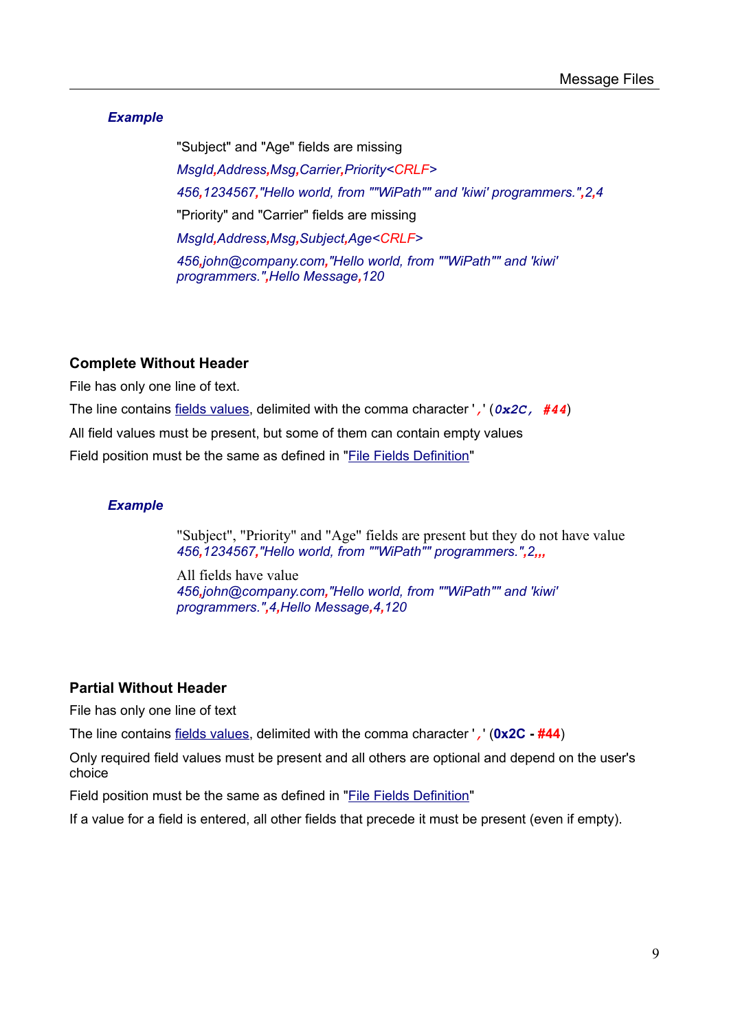***Example***

"Subject" and "Age" fields are missing

*MsgId,Address,Msg,Carrier,Priority<CRLF>*

*456,1234567,"Hello world, from ""WiPath"" and 'kiwi' programmers.",2,4*

"Priority" and "Carrier" fields are missing

*MsgId,Address,Msg,Subject,Age<CRLF>*

*456,john@company.com,"Hello world, from ""WiPath"" and 'kiwi' programmers.",Hello Message,120*

## Complete Without Header

File has only one line of text.

The line contains fields values, delimited with the comma character ',' (***0x2C, #44***)

All field values must be present, but some of them can contain empty values

Field position must be the same as defined in "File Fields Definition"

***Example***

"Subject", "Priority" and "Age" fields are present but they do not have value
*456,1234567,"Hello world, from ""WiPath"" programmers.",2,,,*

All fields have value
*456,john@company.com,"Hello world, from ""WiPath"" and 'kiwi' programmers.",4,Hello Message,4,120*

## Partial Without Header

File has only one line of text

The line contains fields values, delimited with the comma character ',' (**0x2C - #44**)

Only required field values must be present and all others are optional and depend on the user's choice

Field position must be the same as defined in "File Fields Definition"

If a value for a field is entered, all other fields that precede it must be present (even if empty).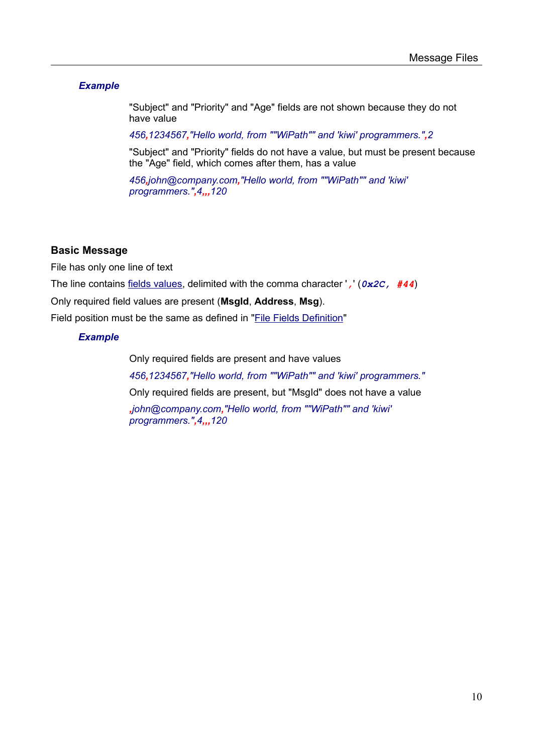***Example***

"Subject" and "Priority" and "Age" fields are not shown because they do not have value

*456,1234567,"Hello world, from ""WiPath"" and 'kiwi' programmers.",2*

"Subject" and "Priority" fields do not have a value, but must be present because the "Age" field, which comes after them, has a value

*456,john@company.com,"Hello world, from ""WiPath"" and 'kiwi' programmers.",4,,,120*

### Basic Message

File has only one line of text

The line contains fields values, delimited with the comma character ',' (*0x2C, #44*)

Only required field values are present (**MsgId**, **Address**, **Msg**).

Field position must be the same as defined in "File Fields Definition"

***Example***

Only required fields are present and have values

*456,1234567,"Hello world, from ""WiPath"" and 'kiwi' programmers."*

Only required fields are present, but "MsgId" does not have a value

*,john@company.com,"Hello world, from ""WiPath"" and 'kiwi' programmers.",4,,,120*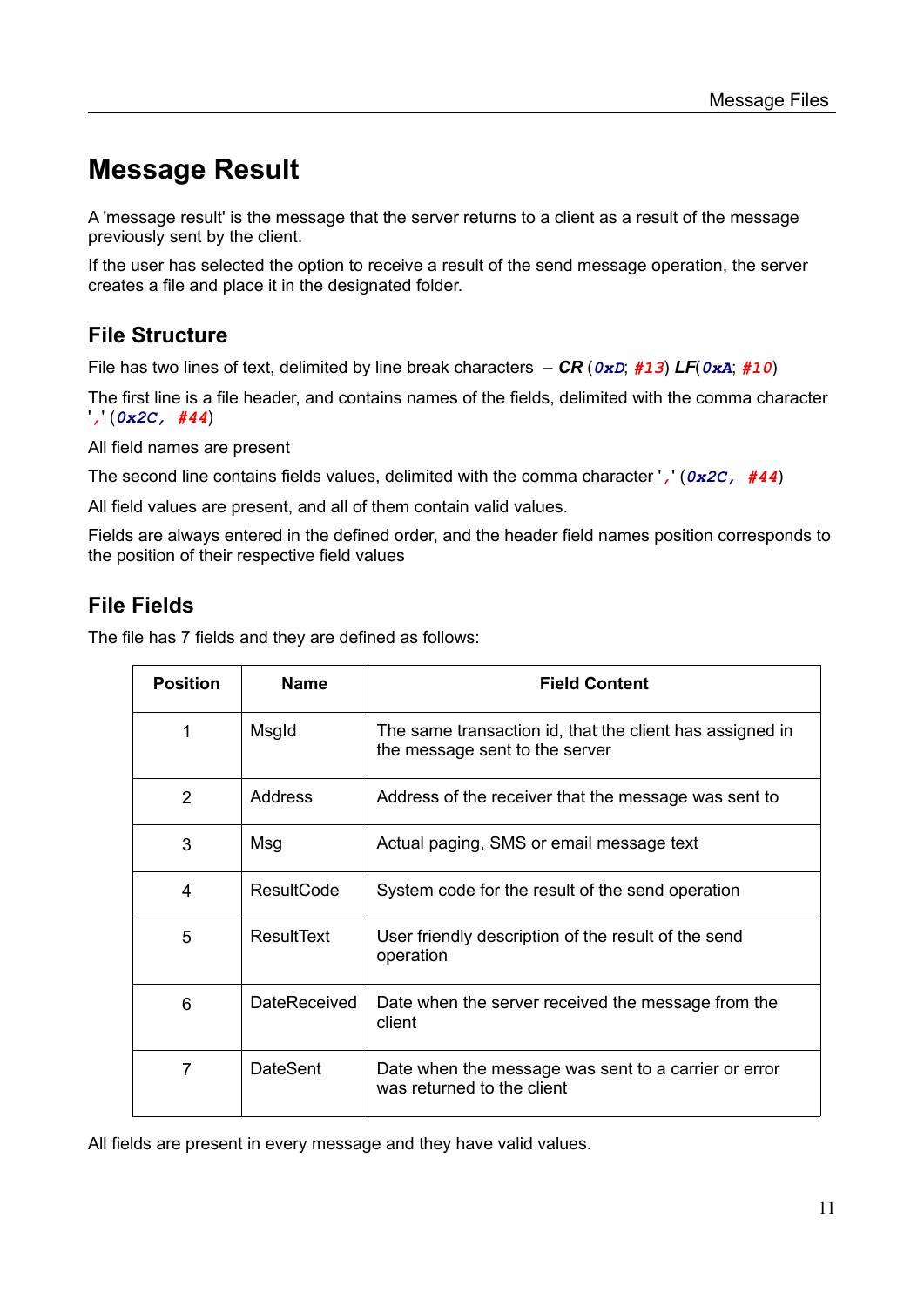# Message Result

A 'message result' is the message that the server returns to a client as a result of the message previously sent by the client.

If the user has selected the option to receive a result of the send message operation, the server creates a file and place it in the designated folder.

## File Structure

File has two lines of text, delimited by line break characters – ***CR*** (`0xD`; `#13`) ***LF***(`0xA`; `#10`)

The first line is a file header, and contains names of the fields, delimited with the comma character '`,`' (`0x2C, #44`)

All field names are present

The second line contains fields values, delimited with the comma character '`,`' (`0x2C, #44`)

All field values are present, and all of them contain valid values.

Fields are always entered in the defined order, and the header field names position corresponds to the position of their respective field values

## File Fields

The file has 7 fields and they are defined as follows:

| Position | Name | Field Content |
|---|---|---|
| 1 | MsgId | The same transaction id, that the client has assigned in the message sent to the server |
| 2 | Address | Address of the receiver that the message was sent to |
| 3 | Msg | Actual paging, SMS or email message text |
| 4 | ResultCode | System code for the result of the send operation |
| 5 | ResultText | User friendly description of the result of the send operation |
| 6 | DateReceived | Date when the server received the message from the client |
| 7 | DateSent | Date when the message was sent to a carrier or error was returned to the client |

All fields are present in every message and they have valid values.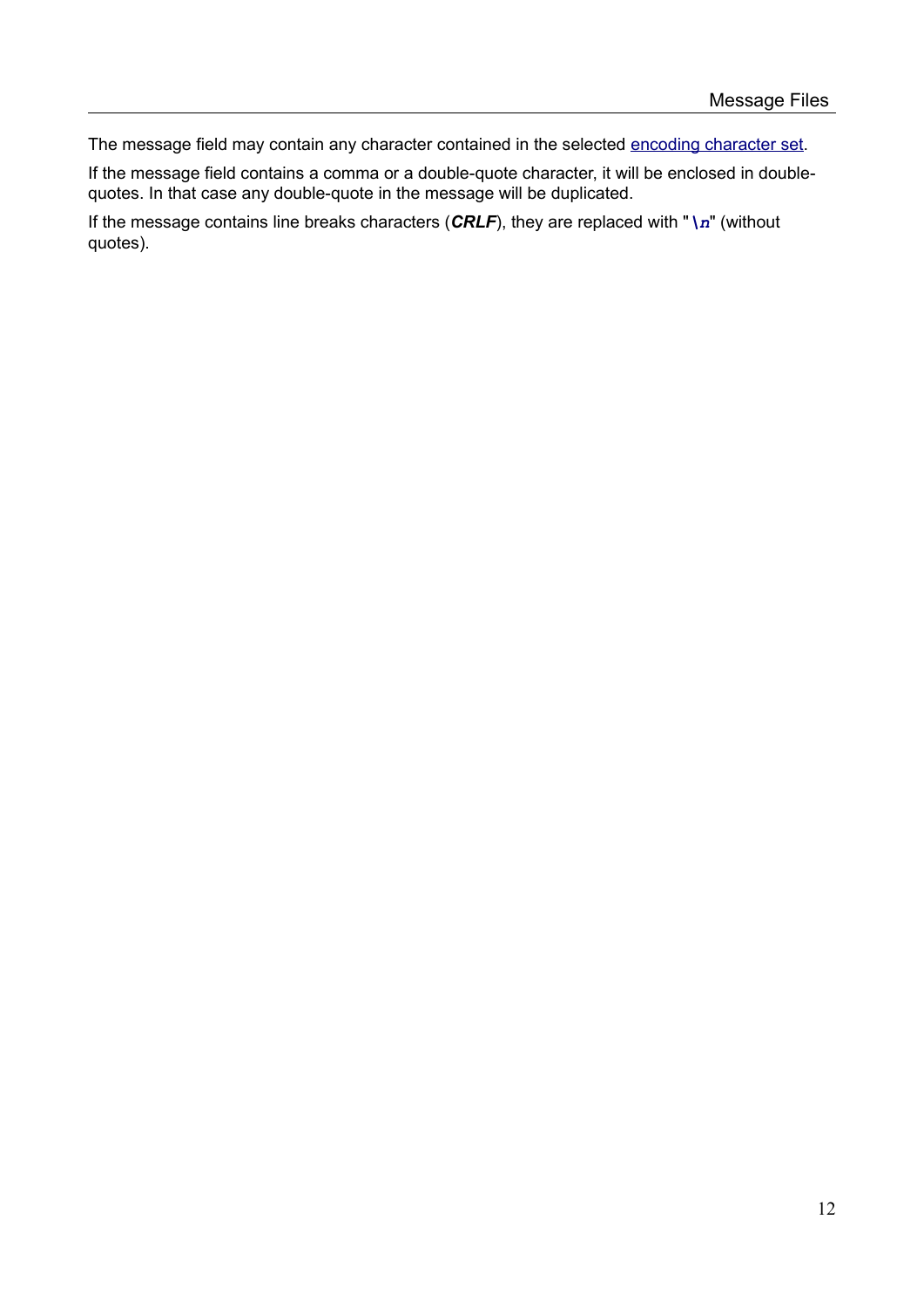The message field may contain any character contained in the selected encoding character set.

If the message field contains a comma or a double-quote character, it will be enclosed in double-quotes. In that case any double-quote in the message will be duplicated.

If the message contains line breaks characters (***CRLF***), they are replaced with "`\n`" (without quotes).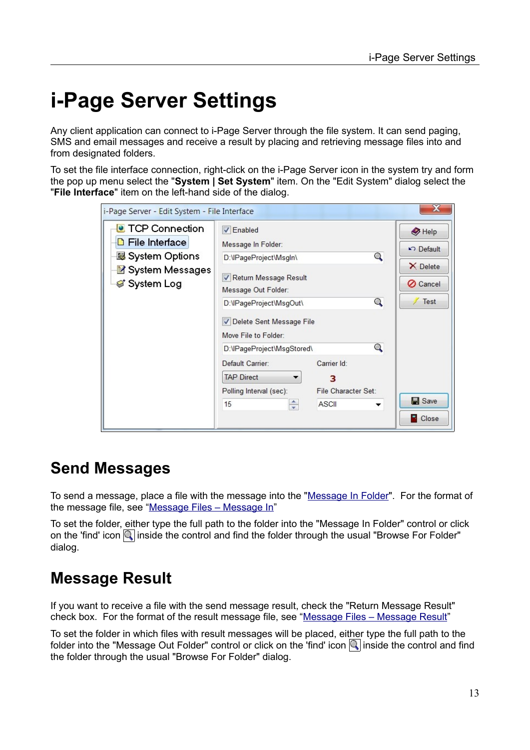# i-Page Server Settings

Any client application can connect to i-Page Server through the file system. It can send paging, SMS and email messages and receive a result by placing and retrieving message files into and from designated folders.

To set the file interface connection, right-click on the i-Page Server icon in the system try and form the pop up menu select the "**System | Set System**" item. On the "Edit System" dialog select the "**File Interface**" item on the left-hand side of the dialog.

## Send Messages

To send a message, place a file with the message into the "Message In Folder". For the format of the message file, see "Message Files – Message In"

To set the folder, either type the full path to the folder into the "Message In Folder" control or click on the 'find' icon inside the control and find the folder through the usual "Browse For Folder" dialog.

## Message Result

If you want to receive a file with the send message result, check the "Return Message Result" check box. For the format of the result message file, see "Message Files – Message Result"

To set the folder in which files with result messages will be placed, either type the full path to the folder into the "Message Out Folder" control or click on the 'find' icon inside the control and find the folder through the usual "Browse For Folder" dialog.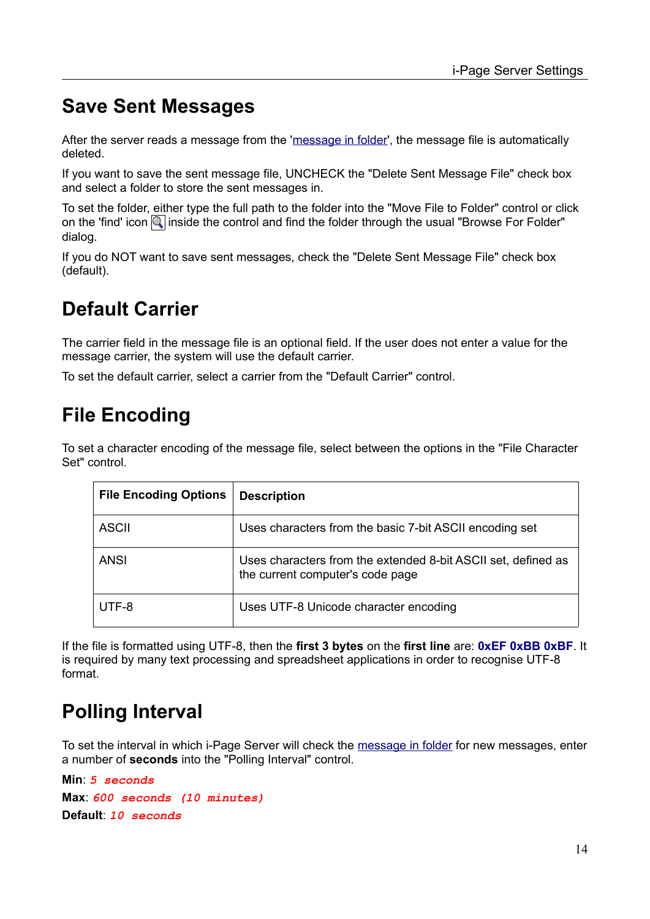## Save Sent Messages

After the server reads a message from the 'message in folder', the message file is automatically deleted.

If you want to save the sent message file, UNCHECK the "Delete Sent Message File" check box and select a folder to store the sent messages in.

To set the folder, either type the full path to the folder into the "Move File to Folder" control or click on the 'find' icon inside the control and find the folder through the usual "Browse For Folder" dialog.

If you do NOT want to save sent messages, check the "Delete Sent Message File" check box (default).

## Default Carrier

The carrier field in the message file is an optional field. If the user does not enter a value for the message carrier, the system will use the default carrier.

To set the default carrier, select a carrier from the "Default Carrier" control.

## File Encoding

To set a character encoding of the message file, select between the options in the "File Character Set" control.

| File Encoding Options | Description |
|---|---|
| ASCII | Uses characters from the basic 7-bit ASCII encoding set |
| ANSI | Uses characters from the extended 8-bit ASCII set, defined as the current computer's code page |
| UTF-8 | Uses UTF-8 Unicode character encoding |

If the file is formatted using UTF-8, then the **first 3 bytes** on the **first line** are: **0xEF 0xBB 0xBF**. It is required by many text processing and spreadsheet applications in order to recognise UTF-8 format.

## Polling Interval

To set the interval in which i-Page Server will check the message in folder for new messages, enter a number of **seconds** into the "Polling Interval" control.

**Min**: *5 seconds*

**Max**: *600 seconds (10 minutes)*

**Default**: *10 seconds*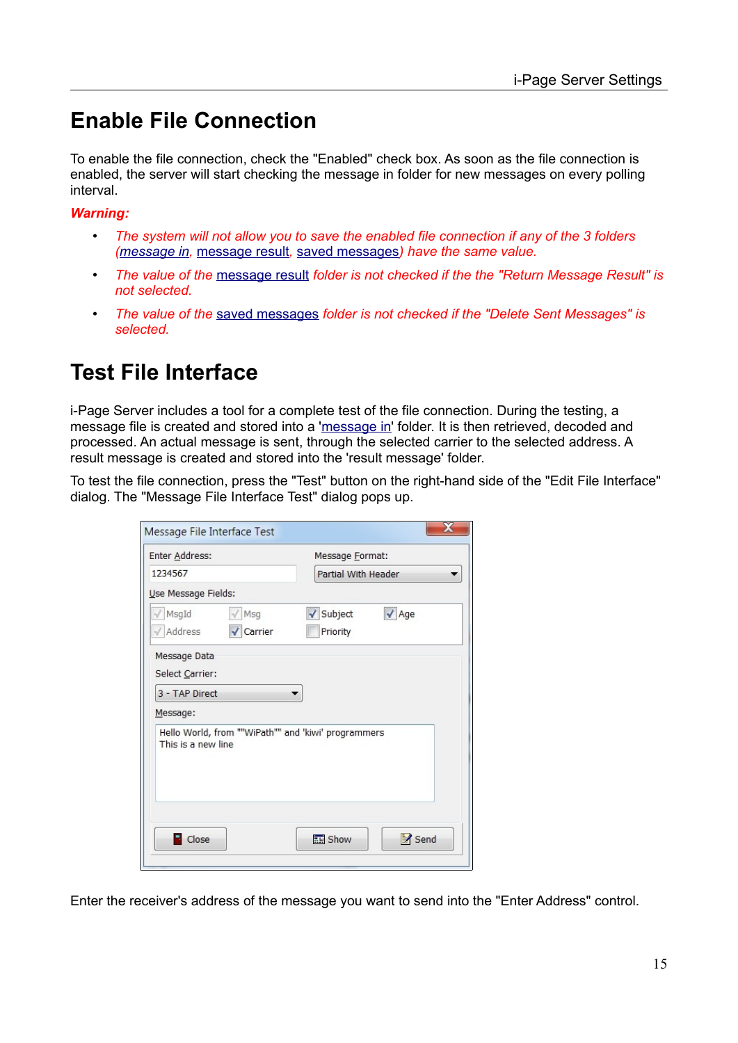# Enable File Connection

To enable the file connection, check the "Enabled" check box. As soon as the file connection is enabled, the server will start checking the message in folder for new messages on every polling interval.

***Warning:***

- *The system will not allow you to save the enabled file connection if any of the 3 folders (message in, message result, saved messages) have the same value.*
- *The value of the message result folder is not checked if the the "Return Message Result" is not selected.*
- *The value of the saved messages folder is not checked if the "Delete Sent Messages" is selected.*

# Test File Interface

i-Page Server includes a tool for a complete test of the file connection. During the testing, a message file is created and stored into a 'message in' folder. It is then retrieved, decoded and processed. An actual message is sent, through the selected carrier to the selected address. A result message is created and stored into the 'result message' folder.

To test the file connection, press the "Test" button on the right-hand side of the "Edit File Interface" dialog. The "Message File Interface Test" dialog pops up.

Enter the receiver's address of the message you want to send into the "Enter Address" control.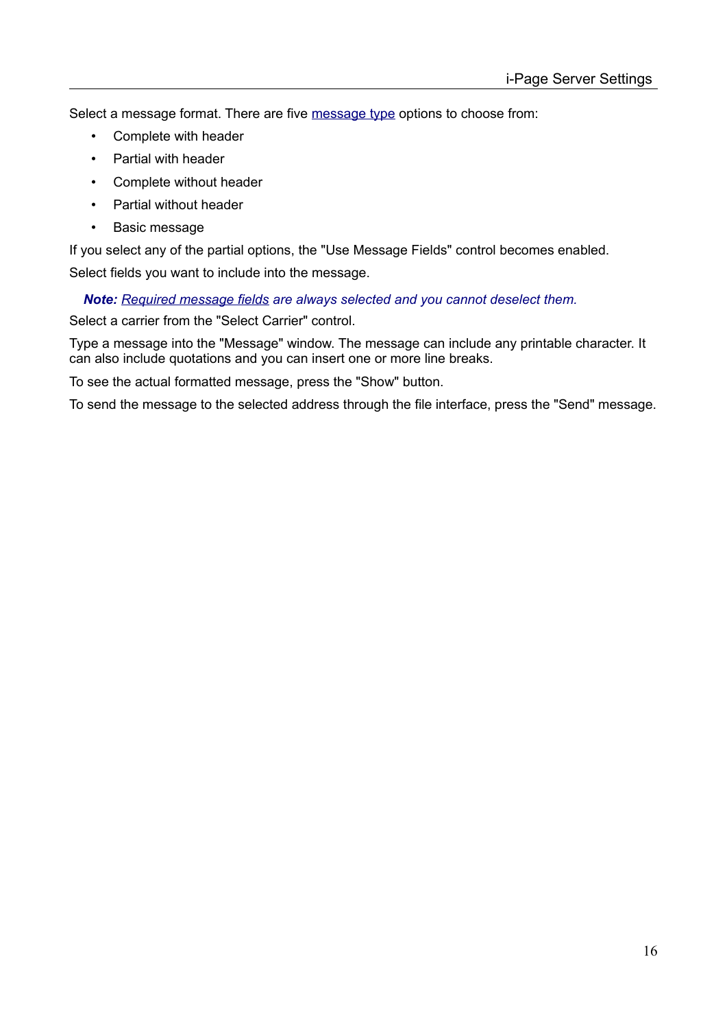Select a message format. There are five message type options to choose from:

- Complete with header
- Partial with header
- Complete without header
- Partial without header
- Basic message

If you select any of the partial options, the "Use Message Fields" control becomes enabled.

Select fields you want to include into the message.

***Note:*** *Required message fields are always selected and you cannot deselect them.*

Select a carrier from the "Select Carrier" control.

Type a message into the "Message" window. The message can include any printable character. It can also include quotations and you can insert one or more line breaks.

To see the actual formatted message, press the "Show" button.

To send the message to the selected address through the file interface, press the "Send" message.